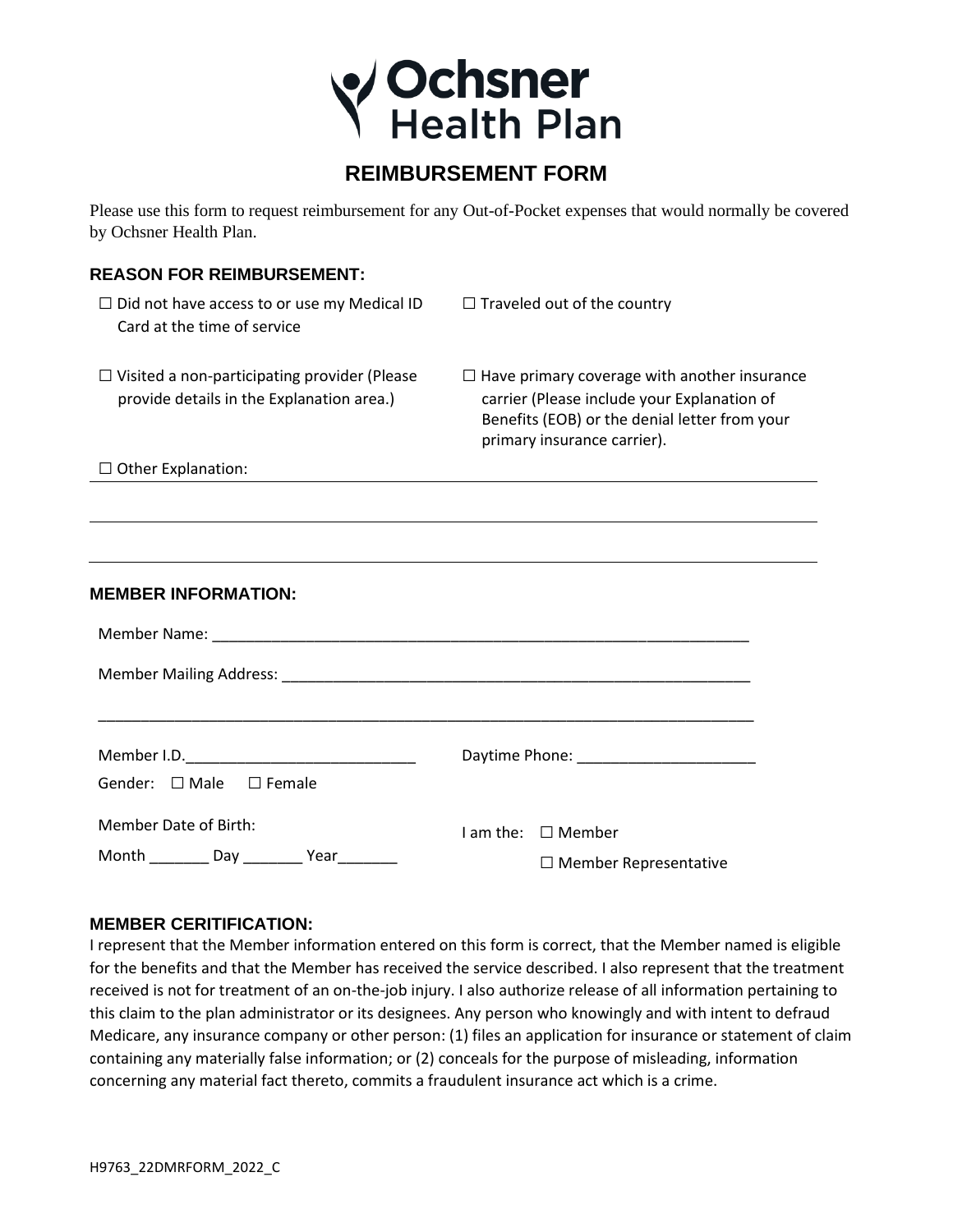Ochsner Health Plan

# REIMBURSEMENT FORM

Please use this form to request reimbursement for any Out-of-Pocket expenses that would normally be covered by Ochsner Health Plan.

## REASON FOR REIMBURSEMENT:

☐ Did not have access to or use my Medical ID Card at the time of service

☐ Traveled out of the country

☐ Visited a non-participating provider (Please provide details in the Explanation area.)

☐ Have primary coverage with another insurance carrier (Please include your Explanation of Benefits (EOB) or the denial letter from your primary insurance carrier).

☐ Other Explanation: ________________________________________________

________________________________________________________________

________________________________________________________________

## MEMBER INFORMATION:

Member Name: ________________________________________________

Member Mailing Address: ________________________________________

________________________________________________________________

Member I.D.___________________________ Daytime Phone: _____________________

Gender: ☐ Male ☐ Female

Member Date of Birth:

Month _______ Day _______ Year_______

I am the: ☐ Member

☐ Member Representative

## MEMBER CERITIFICATION:

I represent that the Member information entered on this form is correct, that the Member named is eligible for the benefits and that the Member has received the service described. I also represent that the treatment received is not for treatment of an on-the-job injury. I also authorize release of all information pertaining to this claim to the plan administrator or its designees. Any person who knowingly and with intent to defraud Medicare, any insurance company or other person: (1) files an application for insurance or statement of claim containing any materially false information; or (2) conceals for the purpose of misleading, information concerning any material fact thereto, commits a fraudulent insurance act which is a crime.

H9763_22DMRFORM_2022_C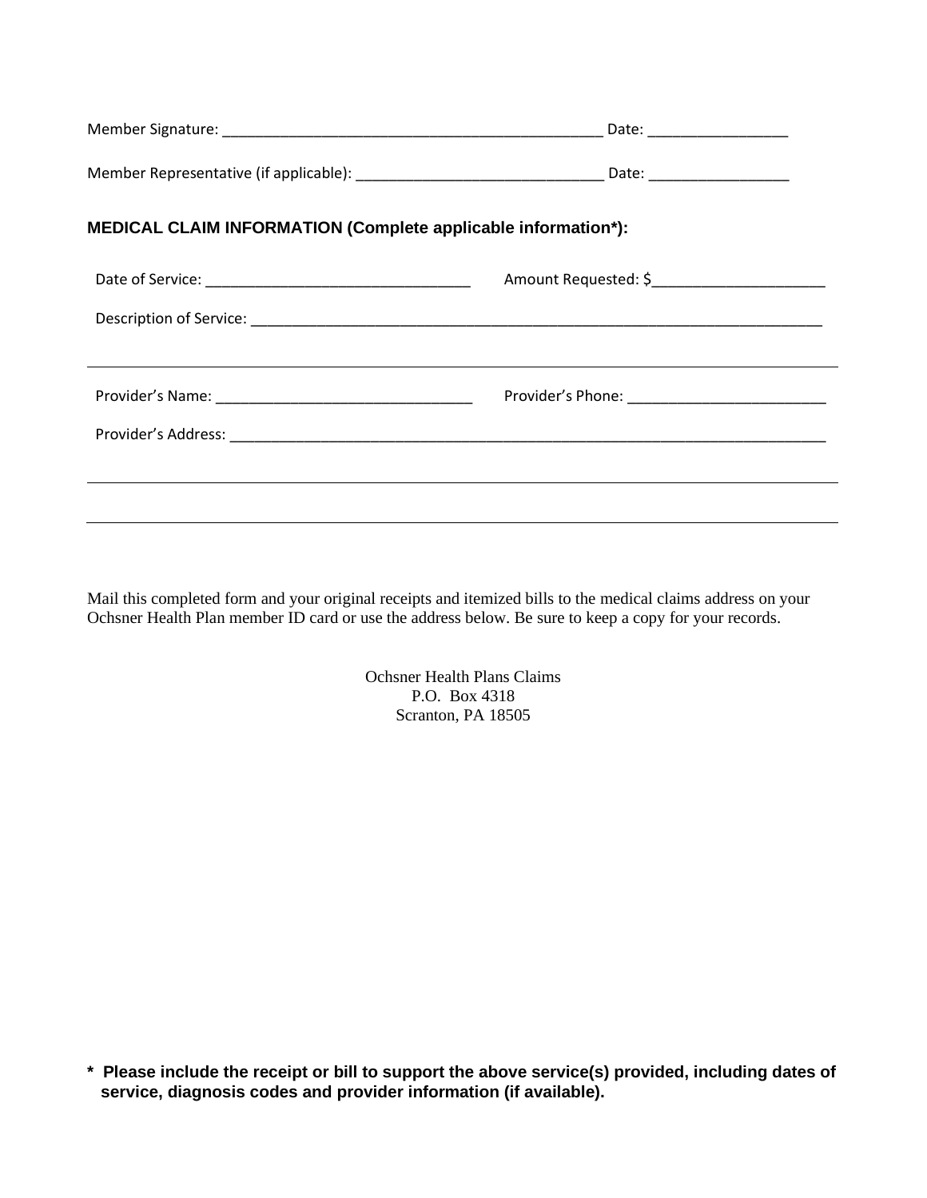Member Signature: ______________________________________________ Date: _________________

Member Representative (if applicable): ______________________________ Date: _________________

**MEDICAL CLAIM INFORMATION (Complete applicable information*):**

Date of Service: _________________________________ Amount Requested: $_____________________

Description of Service: __________________________________________________________________________

______________________________________________________________________________________________

Provider's Name: ________________________________ Provider's Phone: _________________________

Provider's Address: ______________________________________________________________________________

______________________________________________________________________________________________

______________________________________________________________________________________________

Mail this completed form and your original receipts and itemized bills to the medical claims address on your Ochsner Health Plan member ID card or use the address below. Be sure to keep a copy for your records.

Ochsner Health Plans Claims
P.O. Box 4318
Scranton, PA 18505

**\* Please include the receipt or bill to support the above service(s) provided, including dates of service, diagnosis codes and provider information (if available).**